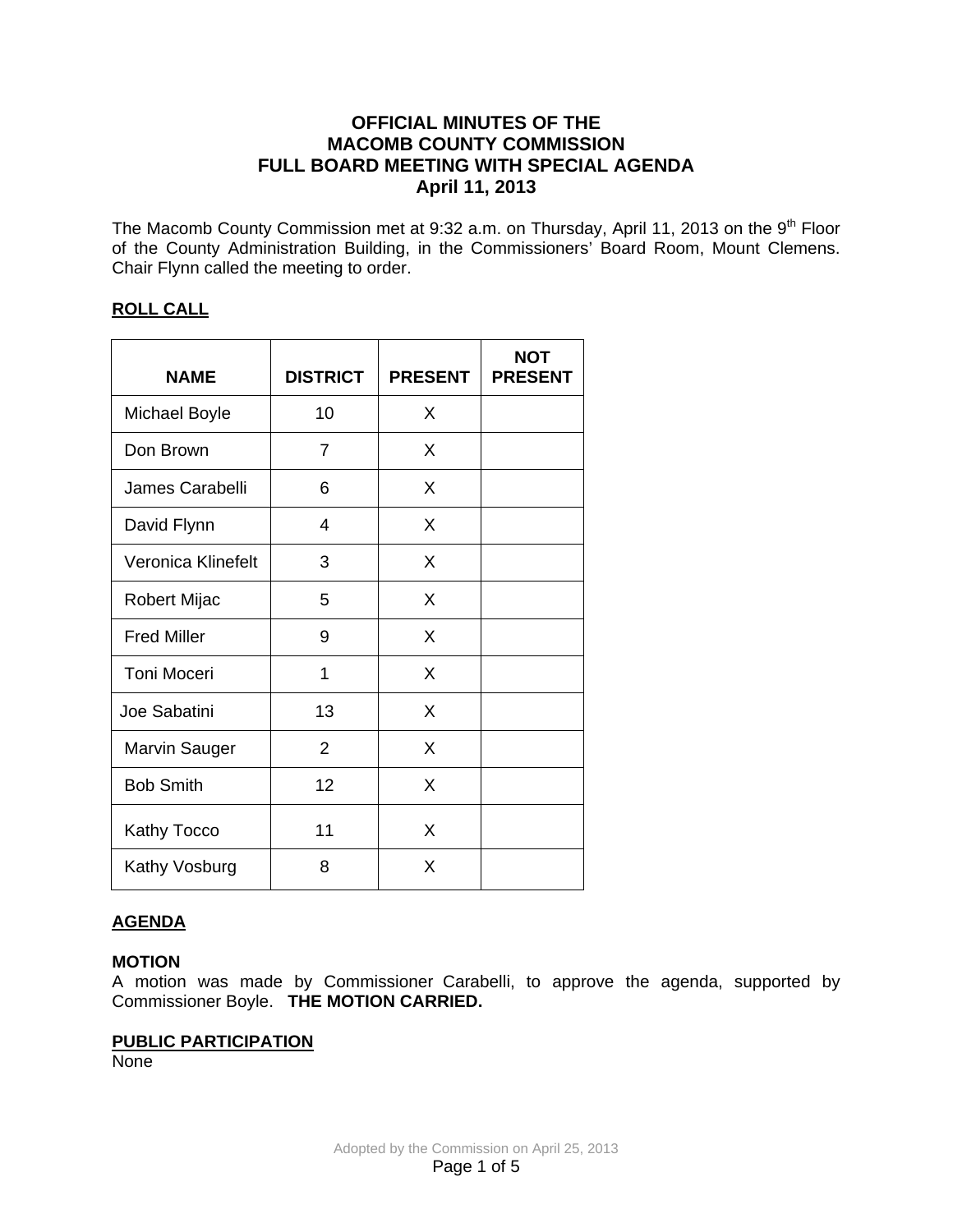# OFFICIAL MINUTES OF THE MACOMB COUNTY COMMISSION FULL BOARD MEETING WITH SPECIAL AGENDA April 11, 2013

The Macomb County Commission met at 9:32 a.m. on Thursday, April 11, 2013 on the 9th Floor of the County Administration Building, in the Commissioners' Board Room, Mount Clemens. Chair Flynn called the meeting to order.

## ROLL CALL

| NAME | DISTRICT | PRESENT | NOT PRESENT |
|---|---|---|---|
| Michael Boyle | 10 | X | |
| Don Brown | 7 | X | |
| James Carabelli | 6 | X | |
| David Flynn | 4 | X | |
| Veronica Klinefelt | 3 | X | |
| Robert Mijac | 5 | X | |
| Fred Miller | 9 | X | |
| Toni Moceri | 1 | X | |
| Joe Sabatini | 13 | X | |
| Marvin Sauger | 2 | X | |
| Bob Smith | 12 | X | |
| Kathy Tocco | 11 | X | |
| Kathy Vosburg | 8 | X | |

## AGENDA

**MOTION**
A motion was made by Commissioner Carabelli, to approve the agenda, supported by Commissioner Boyle. **THE MOTION CARRIED.**

## PUBLIC PARTICIPATION

None

Adopted by the Commission on April 25, 2013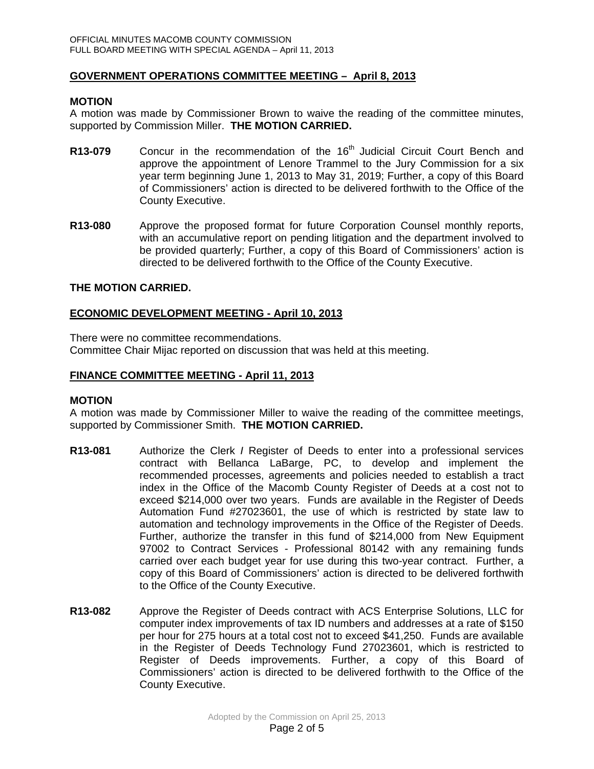## GOVERNMENT OPERATIONS COMMITTEE MEETING – April 8, 2013

**MOTION**

A motion was made by Commissioner Brown to waive the reading of the committee minutes, supported by Commission Miller. **THE MOTION CARRIED.**

**R13-079** Concur in the recommendation of the 16th Judicial Circuit Court Bench and approve the appointment of Lenore Trammel to the Jury Commission for a six year term beginning June 1, 2013 to May 31, 2019; Further, a copy of this Board of Commissioners' action is directed to be delivered forthwith to the Office of the County Executive.

**R13-080** Approve the proposed format for future Corporation Counsel monthly reports, with an accumulative report on pending litigation and the department involved to be provided quarterly; Further, a copy of this Board of Commissioners' action is directed to be delivered forthwith to the Office of the County Executive.

**THE MOTION CARRIED.**

## ECONOMIC DEVELOPMENT MEETING - April 10, 2013

There were no committee recommendations.
Committee Chair Mijac reported on discussion that was held at this meeting.

## FINANCE COMMITTEE MEETING - April 11, 2013

**MOTION**

A motion was made by Commissioner Miller to waive the reading of the committee meetings, supported by Commissioner Smith. **THE MOTION CARRIED.**

**R13-081** Authorize the Clerk / Register of Deeds to enter into a professional services contract with Bellanca LaBarge, PC, to develop and implement the recommended processes, agreements and policies needed to establish a tract index in the Office of the Macomb County Register of Deeds at a cost not to exceed $214,000 over two years. Funds are available in the Register of Deeds Automation Fund #27023601, the use of which is restricted by state law to automation and technology improvements in the Office of the Register of Deeds. Further, authorize the transfer in this fund of $214,000 from New Equipment 97002 to Contract Services - Professional 80142 with any remaining funds carried over each budget year for use during this two-year contract. Further, a copy of this Board of Commissioners' action is directed to be delivered forthwith to the Office of the County Executive.

**R13-082** Approve the Register of Deeds contract with ACS Enterprise Solutions, LLC for computer index improvements of tax ID numbers and addresses at a rate of $150 per hour for 275 hours at a total cost not to exceed $41,250. Funds are available in the Register of Deeds Technology Fund 27023601, which is restricted to Register of Deeds improvements. Further, a copy of this Board of Commissioners' action is directed to be delivered forthwith to the Office of the County Executive.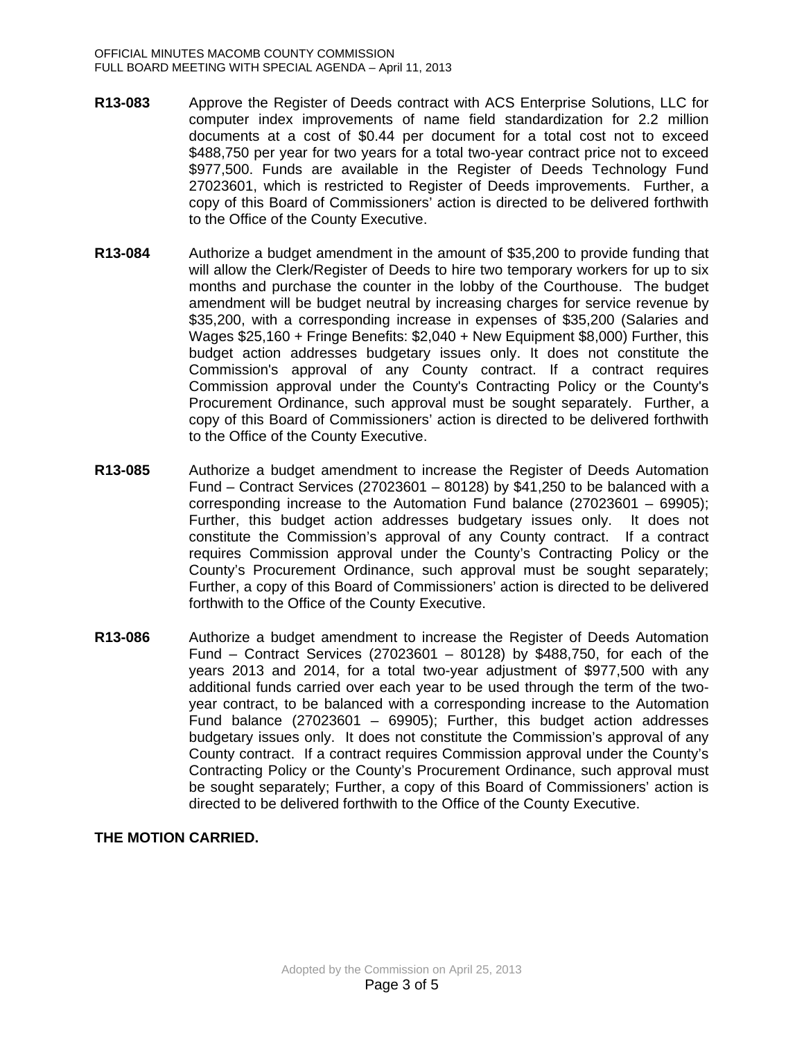**R13-083** Approve the Register of Deeds contract with ACS Enterprise Solutions, LLC for computer index improvements of name field standardization for 2.2 million documents at a cost of $0.44 per document for a total cost not to exceed $488,750 per year for two years for a total two-year contract price not to exceed $977,500. Funds are available in the Register of Deeds Technology Fund 27023601, which is restricted to Register of Deeds improvements. Further, a copy of this Board of Commissioners' action is directed to be delivered forthwith to the Office of the County Executive.

**R13-084** Authorize a budget amendment in the amount of $35,200 to provide funding that will allow the Clerk/Register of Deeds to hire two temporary workers for up to six months and purchase the counter in the lobby of the Courthouse. The budget amendment will be budget neutral by increasing charges for service revenue by $35,200, with a corresponding increase in expenses of $35,200 (Salaries and Wages $25,160 + Fringe Benefits: $2,040 + New Equipment $8,000) Further, this budget action addresses budgetary issues only. It does not constitute the Commission's approval of any County contract. If a contract requires Commission approval under the County's Contracting Policy or the County's Procurement Ordinance, such approval must be sought separately. Further, a copy of this Board of Commissioners' action is directed to be delivered forthwith to the Office of the County Executive.

**R13-085** Authorize a budget amendment to increase the Register of Deeds Automation Fund – Contract Services (27023601 – 80128) by $41,250 to be balanced with a corresponding increase to the Automation Fund balance (27023601 – 69905); Further, this budget action addresses budgetary issues only. It does not constitute the Commission's approval of any County contract. If a contract requires Commission approval under the County's Contracting Policy or the County's Procurement Ordinance, such approval must be sought separately; Further, a copy of this Board of Commissioners' action is directed to be delivered forthwith to the Office of the County Executive.

**R13-086** Authorize a budget amendment to increase the Register of Deeds Automation Fund – Contract Services (27023601 – 80128) by $488,750, for each of the years 2013 and 2014, for a total two-year adjustment of $977,500 with any additional funds carried over each year to be used through the term of the two-year contract, to be balanced with a corresponding increase to the Automation Fund balance (27023601 – 69905); Further, this budget action addresses budgetary issues only. It does not constitute the Commission's approval of any County contract. If a contract requires Commission approval under the County's Contracting Policy or the County's Procurement Ordinance, such approval must be sought separately; Further, a copy of this Board of Commissioners' action is directed to be delivered forthwith to the Office of the County Executive.

**THE MOTION CARRIED.**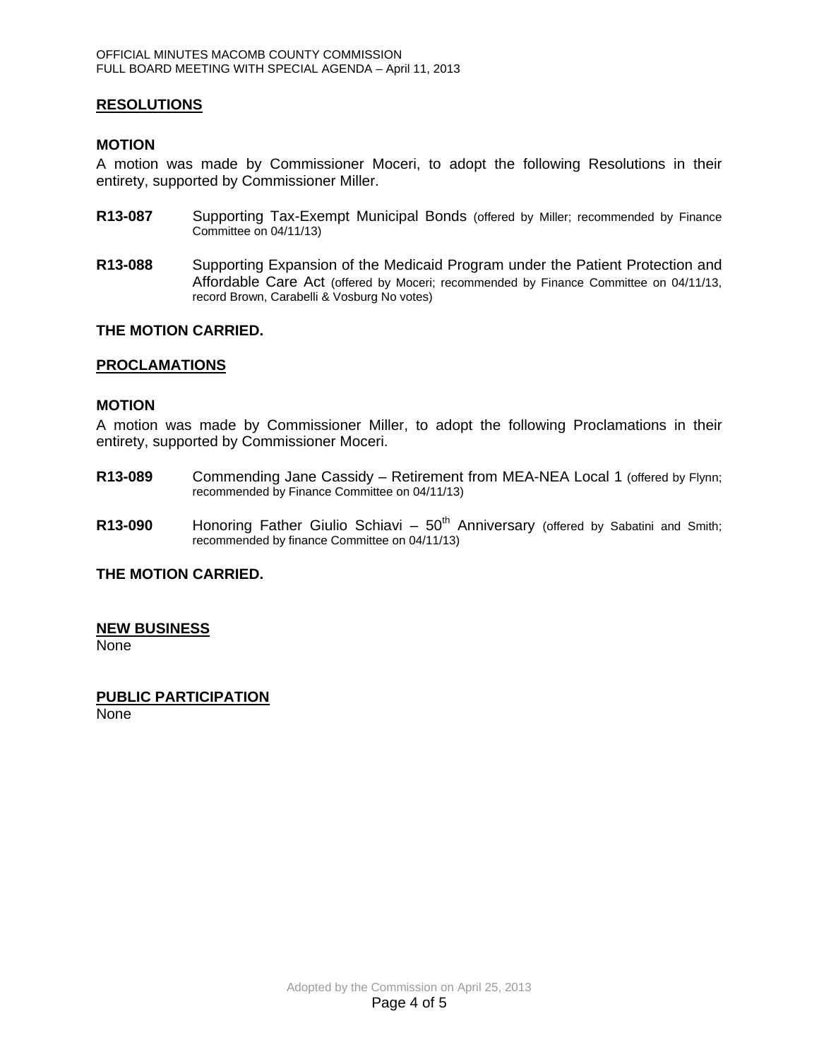## RESOLUTIONS

### MOTION

A motion was made by Commissioner Moceri, to adopt the following Resolutions in their entirety, supported by Commissioner Miller.

**R13-087** Supporting Tax-Exempt Municipal Bonds (offered by Miller; recommended by Finance Committee on 04/11/13)

**R13-088** Supporting Expansion of the Medicaid Program under the Patient Protection and Affordable Care Act (offered by Moceri; recommended by Finance Committee on 04/11/13, record Brown, Carabelli & Vosburg No votes)

**THE MOTION CARRIED.**

## PROCLAMATIONS

### MOTION

A motion was made by Commissioner Miller, to adopt the following Proclamations in their entirety, supported by Commissioner Moceri.

**R13-089** Commending Jane Cassidy – Retirement from MEA-NEA Local 1 (offered by Flynn; recommended by Finance Committee on 04/11/13)

**R13-090** Honoring Father Giulio Schiavi – 50th Anniversary (offered by Sabatini and Smith; recommended by finance Committee on 04/11/13)

**THE MOTION CARRIED.**

## NEW BUSINESS

None

## PUBLIC PARTICIPATION

None

Adopted by the Commission on April 25, 2013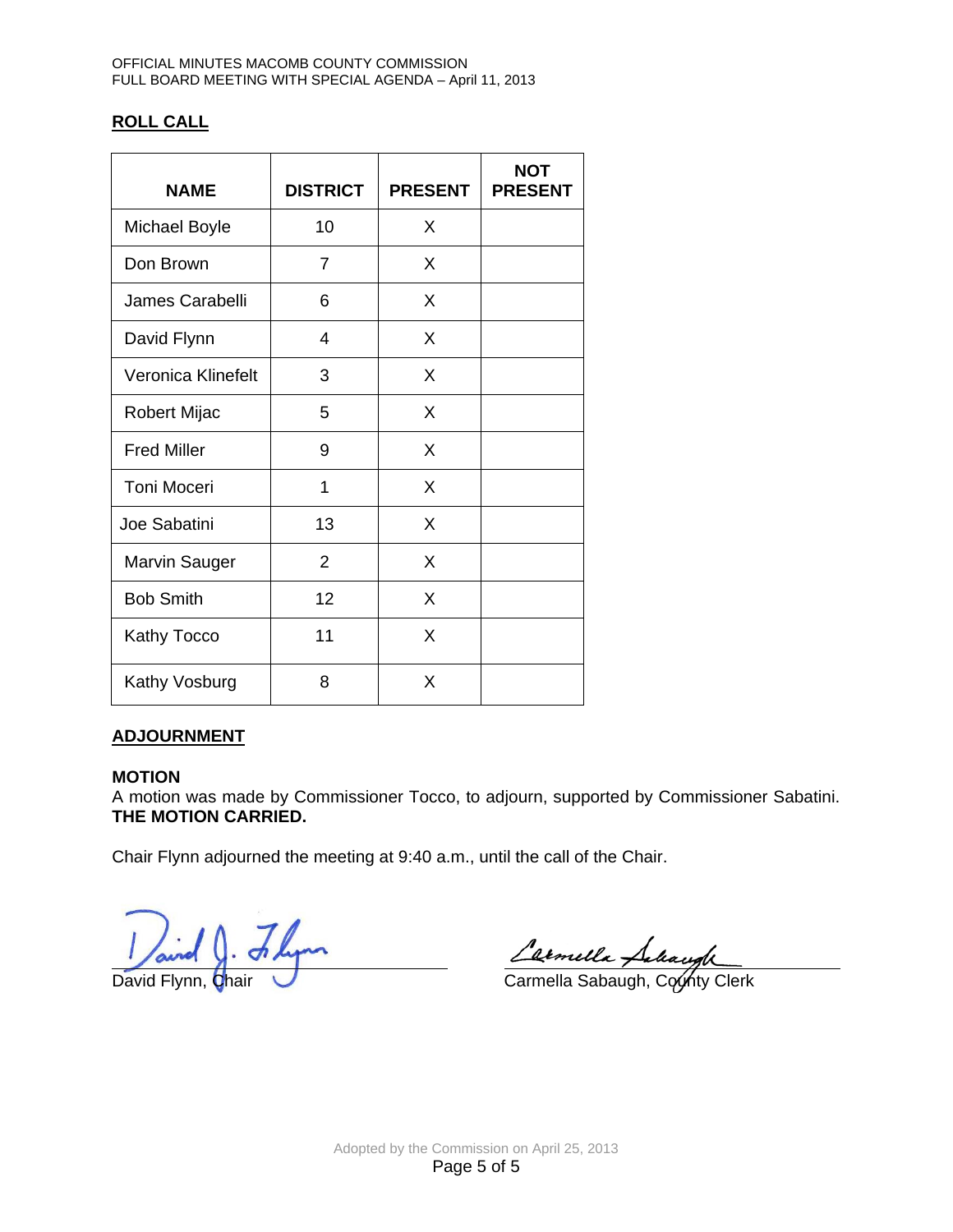## ROLL CALL

| NAME | DISTRICT | PRESENT | NOT PRESENT |
|---|---|---|---|
| Michael Boyle | 10 | X | |
| Don Brown | 7 | X | |
| James Carabelli | 6 | X | |
| David Flynn | 4 | X | |
| Veronica Klinefelt | 3 | X | |
| Robert Mijac | 5 | X | |
| Fred Miller | 9 | X | |
| Toni Moceri | 1 | X | |
| Joe Sabatini | 13 | X | |
| Marvin Sauger | 2 | X | |
| Bob Smith | 12 | X | |
| Kathy Tocco | 11 | X | |
| Kathy Vosburg | 8 | X | |

## ADJOURNMENT

**MOTION**
A motion was made by Commissioner Tocco, to adjourn, supported by Commissioner Sabatini.
**THE MOTION CARRIED.**

Chair Flynn adjourned the meeting at 9:40 a.m., until the call of the Chair.

David Flynn, Chair

Carmella Sabaugh, County Clerk

Adopted by the Commission on April 25, 2013